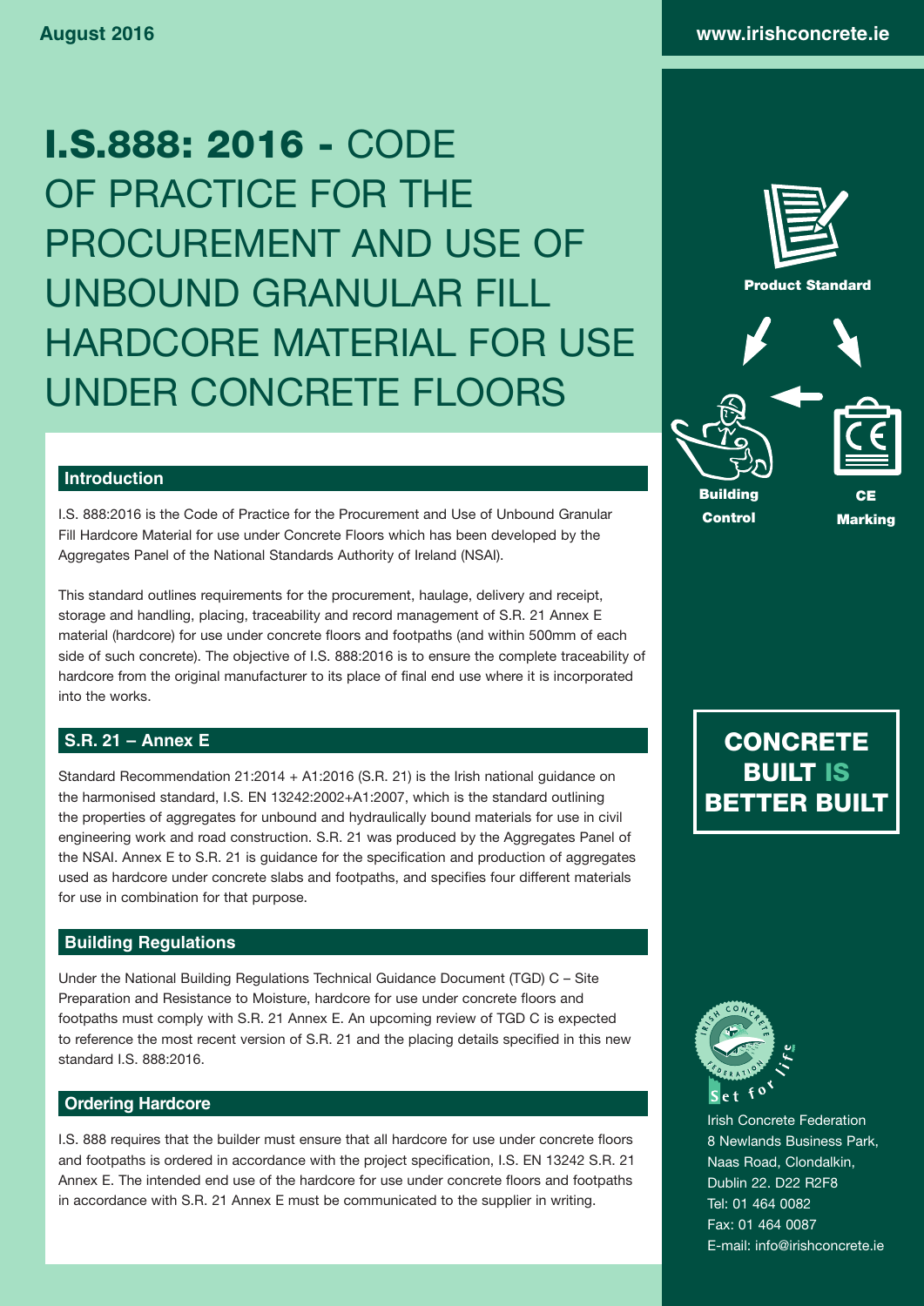August 2016

www.irishconcrete.ie

# I.S.888: 2016 - CODE OF PRACTICE FOR THE PROCUREMENT AND USE OF UNBOUND GRANULAR FILL HARDCORE MATERIAL FOR USE UNDER CONCRETE FLOORS

## Introduction

I.S. 888:2016 is the Code of Practice for the Procurement and Use of Unbound Granular Fill Hardcore Material for use under Concrete Floors which has been developed by the Aggregates Panel of the National Standards Authority of Ireland (NSAI).

This standard outlines requirements for the procurement, haulage, delivery and receipt, storage and handling, placing, traceability and record management of S.R. 21 Annex E material (hardcore) for use under concrete floors and footpaths (and within 500mm of each side of such concrete). The objective of I.S. 888:2016 is to ensure the complete traceability of hardcore from the original manufacturer to its place of final end use where it is incorporated into the works.

## S.R. 21 – Annex E

Standard Recommendation 21:2014 + A1:2016 (S.R. 21) is the Irish national guidance on the harmonised standard, I.S. EN 13242:2002+A1:2007, which is the standard outlining the properties of aggregates for unbound and hydraulically bound materials for use in civil engineering work and road construction. S.R. 21 was produced by the Aggregates Panel of the NSAI. Annex E to S.R. 21 is guidance for the specification and production of aggregates used as hardcore under concrete slabs and footpaths, and specifies four different materials for use in combination for that purpose.

## Building Regulations

Under the National Building Regulations Technical Guidance Document (TGD) C – Site Preparation and Resistance to Moisture, hardcore for use under concrete floors and footpaths must comply with S.R. 21 Annex E. An upcoming review of TGD C is expected to reference the most recent version of S.R. 21 and the placing details specified in this new standard I.S. 888:2016.

## Ordering Hardcore

I.S. 888 requires that the builder must ensure that all hardcore for use under concrete floors and footpaths is ordered in accordance with the project specification, I.S. EN 13242 S.R. 21 Annex E. The intended end use of the hardcore for use under concrete floors and footpaths in accordance with S.R. 21 Annex E must be communicated to the supplier in writing.

Product Standard

Building Control

CE Marking

**CONCRETE BUILT IS BETTER BUILT**

Irish Concrete Federation
8 Newlands Business Park,
Naas Road, Clondalkin,
Dublin 22. D22 R2F8
Tel: 01 464 0082
Fax: 01 464 0087
E-mail: info@irishconcrete.ie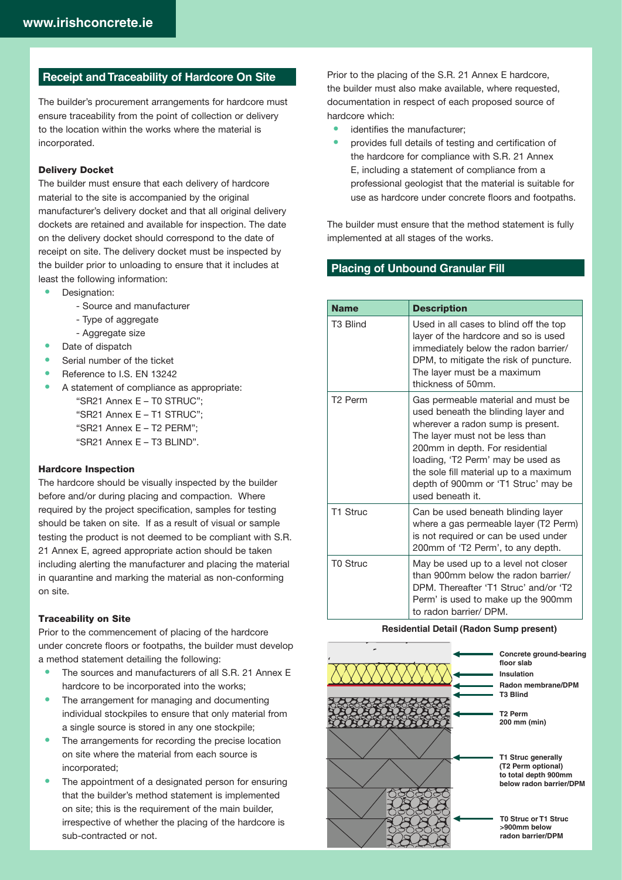## Receipt and Traceability of Hardcore On Site

The builder's procurement arrangements for hardcore must ensure traceability from the point of collection or delivery to the location within the works where the material is incorporated.

### Delivery Docket

The builder must ensure that each delivery of hardcore material to the site is accompanied by the original manufacturer's delivery docket and that all original delivery dockets are retained and available for inspection. The date on the delivery docket should correspond to the date of receipt on site. The delivery docket must be inspected by the builder prior to unloading to ensure that it includes at least the following information:

- Designation:
  - Source and manufacturer
  - Type of aggregate
  - Aggregate size
- Date of dispatch
- Serial number of the ticket
- Reference to I.S. EN 13242
- A statement of compliance as appropriate:
  "SR21 Annex E – T0 STRUC";
  "SR21 Annex E – T1 STRUC";
  "SR21 Annex E – T2 PERM";
  "SR21 Annex E – T3 BLIND".

### Hardcore Inspection

The hardcore should be visually inspected by the builder before and/or during placing and compaction. Where required by the project specification, samples for testing should be taken on site. If as a result of visual or sample testing the product is not deemed to be compliant with S.R. 21 Annex E, agreed appropriate action should be taken including alerting the manufacturer and placing the material in quarantine and marking the material as non-conforming on site.

### Traceability on Site

Prior to the commencement of placing of the hardcore under concrete floors or footpaths, the builder must develop a method statement detailing the following:

- The sources and manufacturers of all S.R. 21 Annex E hardcore to be incorporated into the works;
- The arrangement for managing and documenting individual stockpiles to ensure that only material from a single source is stored in any one stockpile;
- The arrangements for recording the precise location on site where the material from each source is incorporated;
- The appointment of a designated person for ensuring that the builder's method statement is implemented on site; this is the requirement of the main builder, irrespective of whether the placing of the hardcore is sub-contracted or not.

Prior to the placing of the S.R. 21 Annex E hardcore, the builder must also make available, where requested, documentation in respect of each proposed source of hardcore which:

- identifies the manufacturer;
- provides full details of testing and certification of the hardcore for compliance with S.R. 21 Annex E, including a statement of compliance from a professional geologist that the material is suitable for use as hardcore under concrete floors and footpaths.

The builder must ensure that the method statement is fully implemented at all stages of the works.

## Placing of Unbound Granular Fill

| Name | Description |
|---|---|
| T3 Blind | Used in all cases to blind off the top layer of the hardcore and so is used immediately below the radon barrier/ DPM, to mitigate the risk of puncture. The layer must be a maximum thickness of 50mm. |
| T2 Perm | Gas permeable material and must be used beneath the blinding layer and wherever a radon sump is present. The layer must not be less than 200mm in depth. For residential loading, 'T2 Perm' may be used as the sole fill material up to a maximum depth of 900mm or 'T1 Struc' may be used beneath it. |
| T1 Struc | Can be used beneath blinding layer where a gas permeable layer (T2 Perm) is not required or can be used under 200mm of 'T2 Perm', to any depth. |
| T0 Struc | May be used up to a level not closer than 900mm below the radon barrier/ DPM. Thereafter 'T1 Struc' and/or 'T2 Perm' is used to make up the 900mm to radon barrier/ DPM. |

**Residential Detail (Radon Sump present)**

- Concrete ground-bearing floor slab
- Insulation
- Radon membrane/DPM
- T3 Blind
- T2 Perm 200 mm (min)
- T1 Struc generally (T2 Perm optional) to total depth 900mm below radon barrier/DPM
- T0 Struc or T1 Struc >900mm below radon barrier/DPM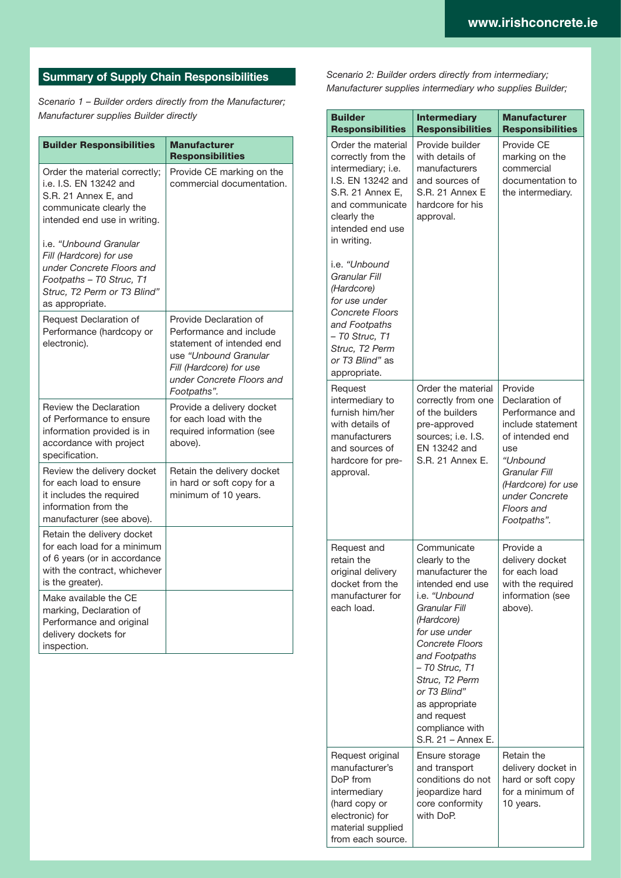## Summary of Supply Chain Responsibilities

*Scenario 1 – Builder orders directly from the Manufacturer; Manufacturer supplies Builder directly*

| Builder Responsibilities | Manufacturer Responsibilities |
| --- | --- |
| Order the material correctly; i.e. I.S. EN 13242 and S.R. 21 Annex E, and communicate clearly the intended end use in writing. <br><br> i.e. *"Unbound Granular Fill (Hardcore) for use under Concrete Floors and Footpaths – T0 Struc, T1 Struc, T2 Perm or T3 Blind"* as appropriate. | Provide CE marking on the commercial documentation. |
| Request Declaration of Performance (hardcopy or electronic). | Provide Declaration of Performance and include statement of intended end use *"Unbound Granular Fill (Hardcore) for use under Concrete Floors and Footpaths".* |
| Review the Declaration of Performance to ensure information provided is in accordance with project specification. | Provide a delivery docket for each load with the required information (see above). |
| Review the delivery docket for each load to ensure it includes the required information from the manufacturer (see above). | Retain the delivery docket in hard or soft copy for a minimum of 10 years. |
| Retain the delivery docket for each load for a minimum of 6 years (or in accordance with the contract, whichever is the greater). | |
| Make available the CE marking, Declaration of Performance and original delivery dockets for inspection. | |

*Scenario 2: Builder orders directly from intermediary; Manufacturer supplies intermediary who supplies Builder;*

| Builder Responsibilities | Intermediary Responsibilities | Manufacturer Responsibilities |
| --- | --- | --- |
| Order the material correctly from the intermediary; i.e. I.S. EN 13242 and S.R. 21 Annex E, and communicate clearly the intended end use in writing. <br><br> i.e. *"Unbound Granular Fill (Hardcore) for use under Concrete Floors and Footpaths – T0 Struc, T1 Struc, T2 Perm or T3 Blind"* as appropriate. | Provide builder with details of manufacturers and sources of S.R. 21 Annex E hardcore for his approval. | Provide CE marking on the commercial documentation to the intermediary. |
| Request intermediary to furnish him/her with details of manufacturers and sources of hardcore for pre-approval. | Order the material correctly from one of the builders pre-approved sources; i.e. I.S. EN 13242 and S.R. 21 Annex E. | Provide Declaration of Performance and include statement of intended end use *"Unbound Granular Fill (Hardcore) for use under Concrete Floors and Footpaths".* |
| Request and retain the original delivery docket from the manufacturer for each load. | Communicate clearly to the manufacturer the intended end use i.e. *"Unbound Granular Fill (Hardcore) for use under Concrete Floors and Footpaths – T0 Struc, T1 Struc, T2 Perm or T3 Blind"* as appropriate and request compliance with S.R. 21 – Annex E. | Provide a delivery docket for each load with the required information (see above). |
| Request original manufacturer's DoP from intermediary (hard copy or electronic) for material supplied from each source. | Ensure storage and transport conditions do not jeopardize hard core conformity with DoP. | Retain the delivery docket in hard or soft copy for a minimum of 10 years. |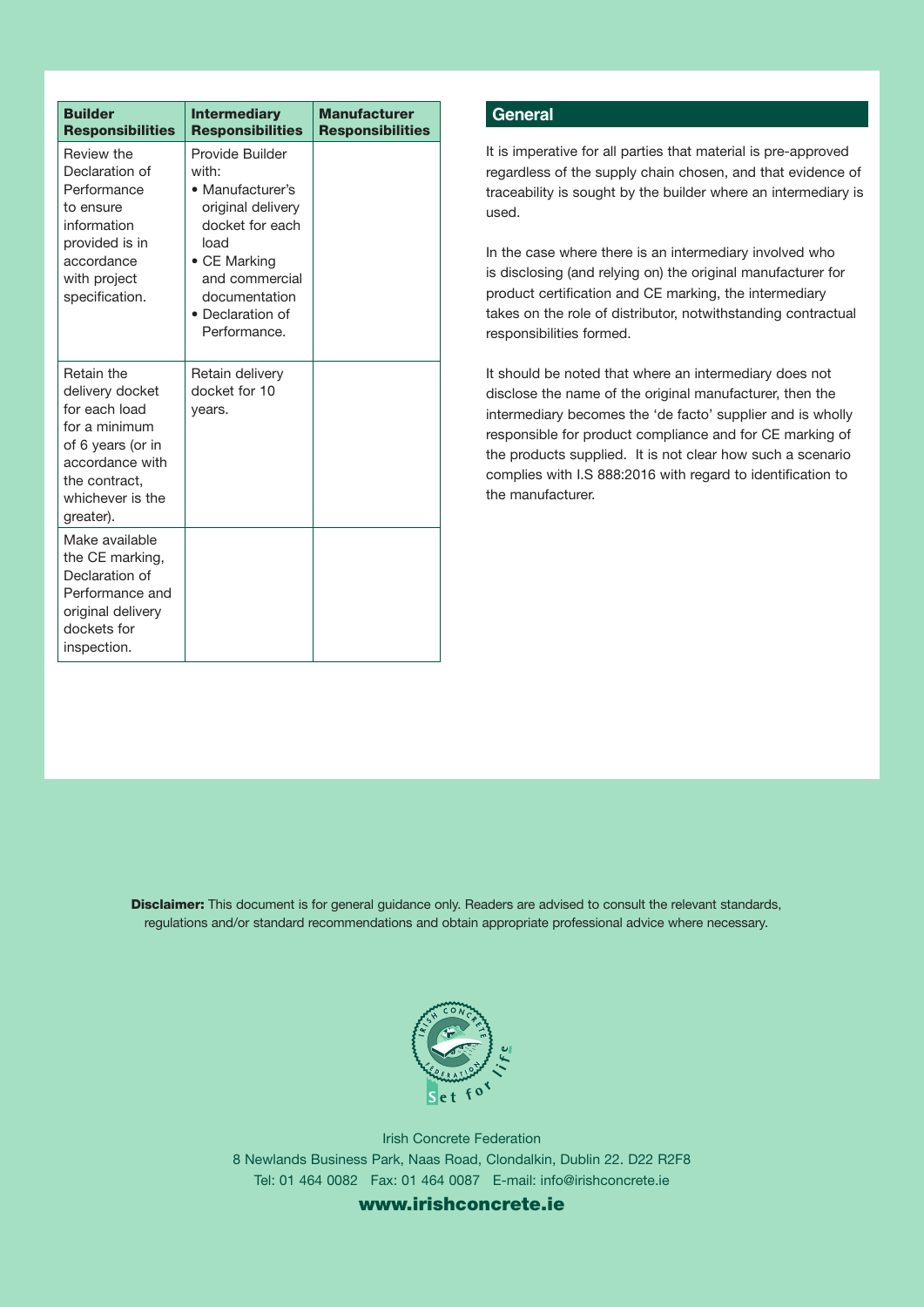| Builder Responsibilities | Intermediary Responsibilities | Manufacturer Responsibilities |
|---|---|---|
| Review the Declaration of Performance to ensure information provided is in accordance with project specification. | Provide Builder with:<br>• Manufacturer's original delivery docket for each load<br>• CE Marking and commercial documentation<br>• Declaration of Performance. | |
| Retain the delivery docket for each load for a minimum of 6 years (or in accordance with the contract, whichever is the greater). | Retain delivery docket for 10 years. | |
| Make available the CE marking, Declaration of Performance and original delivery dockets for inspection. | | |

## General

It is imperative for all parties that material is pre-approved regardless of the supply chain chosen, and that evidence of traceability is sought by the builder where an intermediary is used.

In the case where there is an intermediary involved who is disclosing (and relying on) the original manufacturer for product certification and CE marking, the intermediary takes on the role of distributor, notwithstanding contractual responsibilities formed.

It should be noted that where an intermediary does not disclose the name of the original manufacturer, then the intermediary becomes the 'de facto' supplier and is wholly responsible for product compliance and for CE marking of the products supplied. It is not clear how such a scenario complies with I.S 888:2016 with regard to identification to the manufacturer.

**Disclaimer:** This document is for general guidance only. Readers are advised to consult the relevant standards, regulations and/or standard recommendations and obtain appropriate professional advice where necessary.

Irish Concrete Federation
8 Newlands Business Park, Naas Road, Clondalkin, Dublin 22. D22 R2F8
Tel: 01 464 0082 Fax: 01 464 0087 E-mail: info@irishconcrete.ie

**www.irishconcrete.ie**